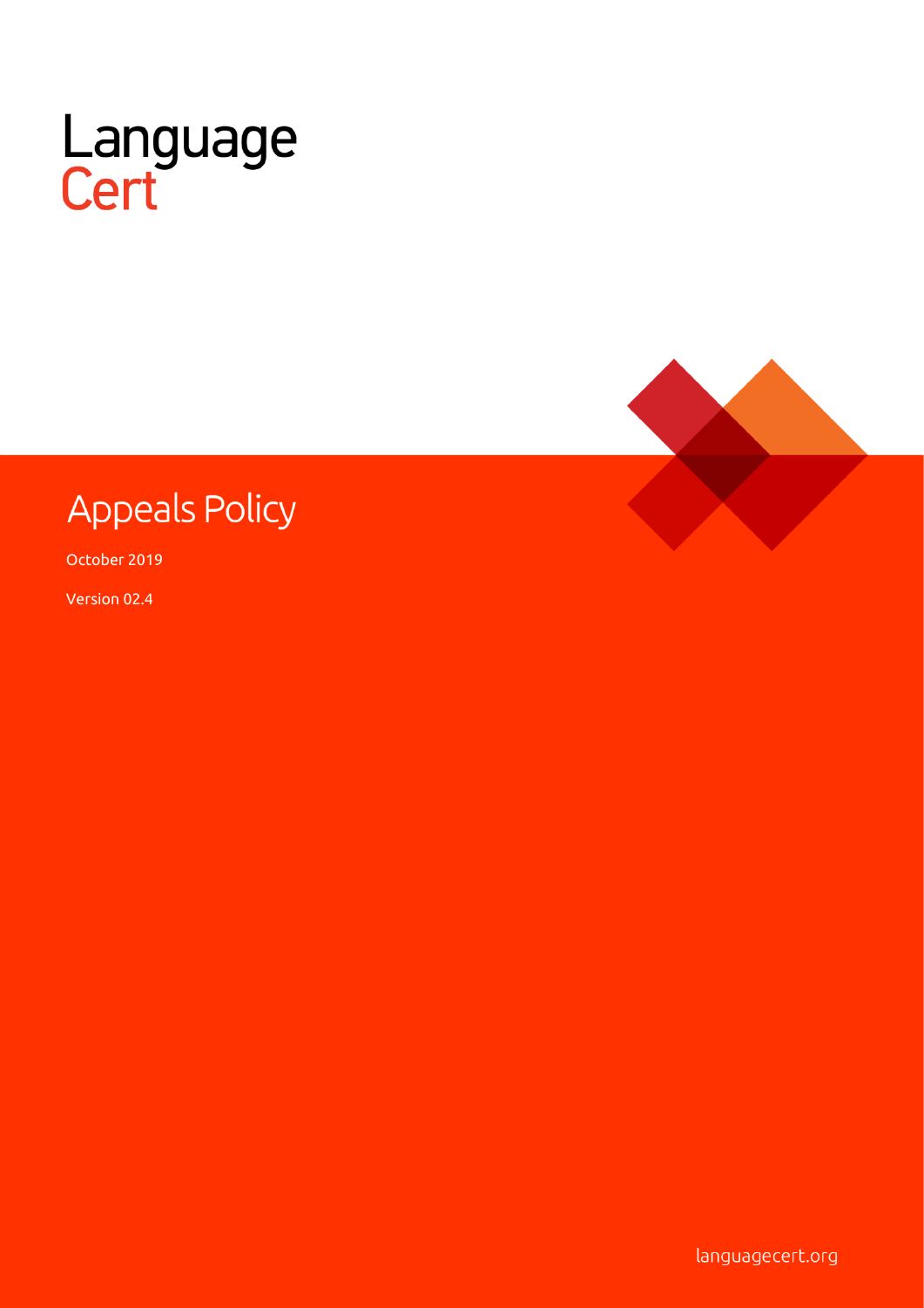Language
Cert

# Appeals Policy

October 2019

Version 02.4

languagecert.org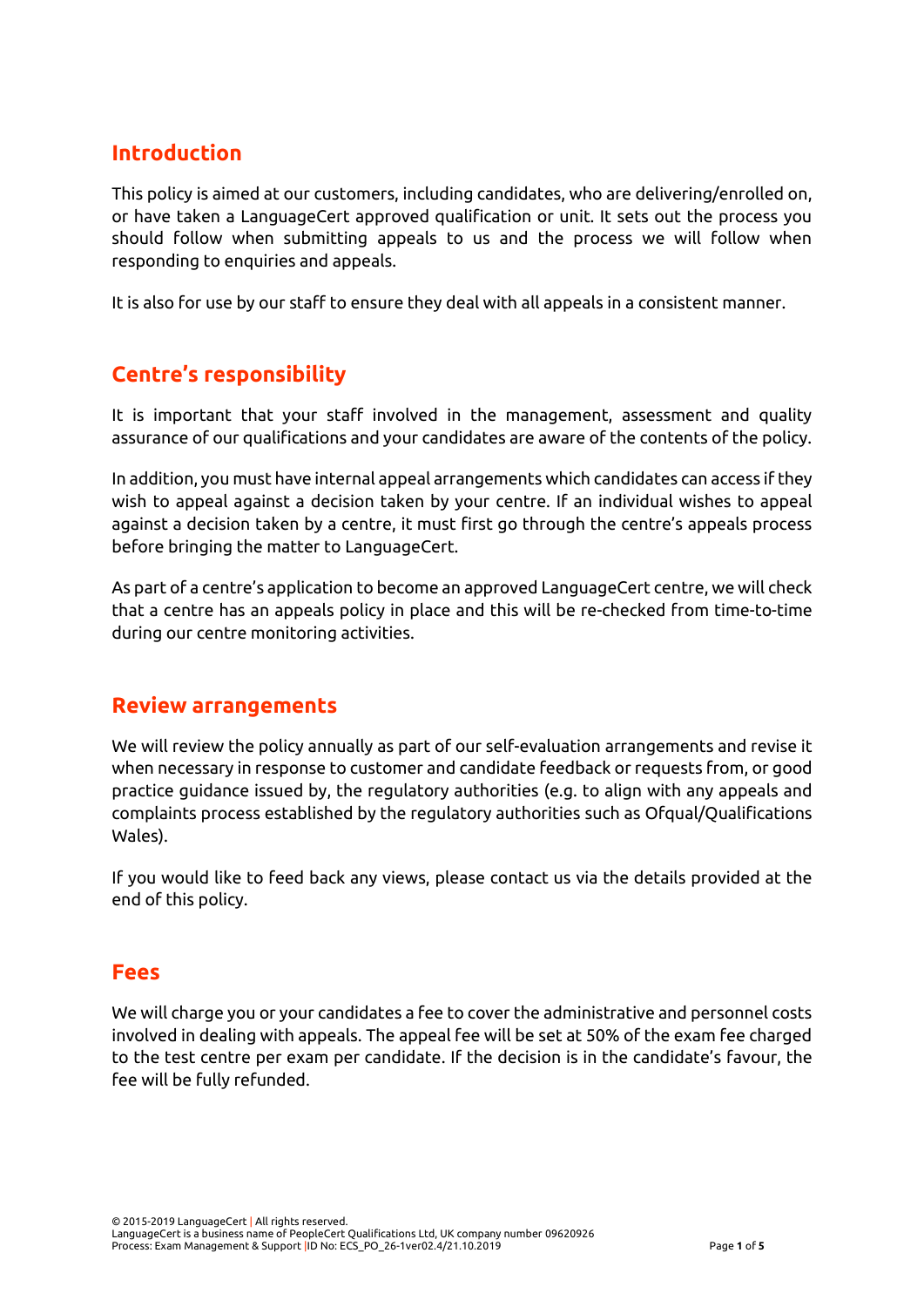## Introduction

This policy is aimed at our customers, including candidates, who are delivering/enrolled on, or have taken a LanguageCert approved qualification or unit. It sets out the process you should follow when submitting appeals to us and the process we will follow when responding to enquiries and appeals.

It is also for use by our staff to ensure they deal with all appeals in a consistent manner.

## Centre's responsibility

It is important that your staff involved in the management, assessment and quality assurance of our qualifications and your candidates are aware of the contents of the policy.

In addition, you must have internal appeal arrangements which candidates can access if they wish to appeal against a decision taken by your centre. If an individual wishes to appeal against a decision taken by a centre, it must first go through the centre's appeals process before bringing the matter to LanguageCert.

As part of a centre's application to become an approved LanguageCert centre, we will check that a centre has an appeals policy in place and this will be re-checked from time-to-time during our centre monitoring activities.

## Review arrangements

We will review the policy annually as part of our self-evaluation arrangements and revise it when necessary in response to customer and candidate feedback or requests from, or good practice guidance issued by, the regulatory authorities (e.g. to align with any appeals and complaints process established by the regulatory authorities such as Ofqual/Qualifications Wales).

If you would like to feed back any views, please contact us via the details provided at the end of this policy.

## Fees

We will charge you or your candidates a fee to cover the administrative and personnel costs involved in dealing with appeals. The appeal fee will be set at 50% of the exam fee charged to the test centre per exam per candidate. If the decision is in the candidate's favour, the fee will be fully refunded.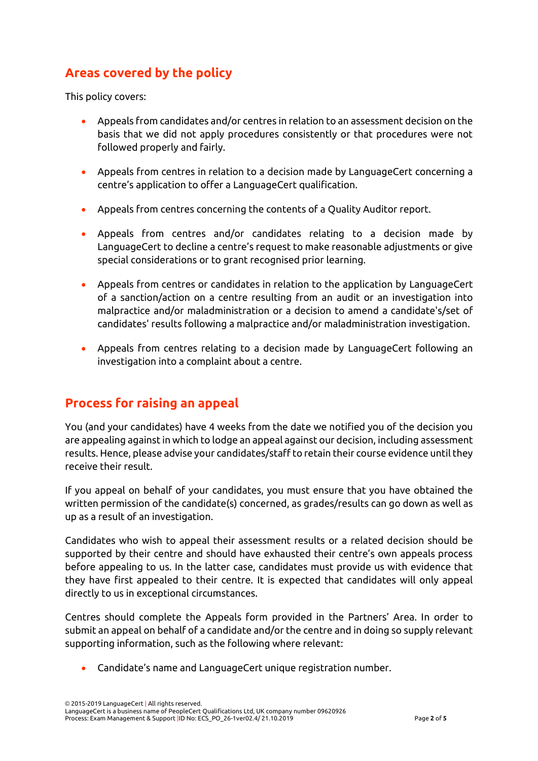## Areas covered by the policy

This policy covers:

- Appeals from candidates and/or centres in relation to an assessment decision on the basis that we did not apply procedures consistently or that procedures were not followed properly and fairly.
- Appeals from centres in relation to a decision made by LanguageCert concerning a centre's application to offer a LanguageCert qualification.
- Appeals from centres concerning the contents of a Quality Auditor report.
- Appeals from centres and/or candidates relating to a decision made by LanguageCert to decline a centre's request to make reasonable adjustments or give special considerations or to grant recognised prior learning.
- Appeals from centres or candidates in relation to the application by LanguageCert of a sanction/action on a centre resulting from an audit or an investigation into malpractice and/or maladministration or a decision to amend a candidate's/set of candidates' results following a malpractice and/or maladministration investigation.
- Appeals from centres relating to a decision made by LanguageCert following an investigation into a complaint about a centre.

## Process for raising an appeal

You (and your candidates) have 4 weeks from the date we notified you of the decision you are appealing against in which to lodge an appeal against our decision, including assessment results. Hence, please advise your candidates/staff to retain their course evidence until they receive their result.

If you appeal on behalf of your candidates, you must ensure that you have obtained the written permission of the candidate(s) concerned, as grades/results can go down as well as up as a result of an investigation.

Candidates who wish to appeal their assessment results or a related decision should be supported by their centre and should have exhausted their centre's own appeals process before appealing to us. In the latter case, candidates must provide us with evidence that they have first appealed to their centre. It is expected that candidates will only appeal directly to us in exceptional circumstances.

Centres should complete the Appeals form provided in the Partners' Area. In order to submit an appeal on behalf of a candidate and/or the centre and in doing so supply relevant supporting information, such as the following where relevant:

- Candidate's name and LanguageCert unique registration number.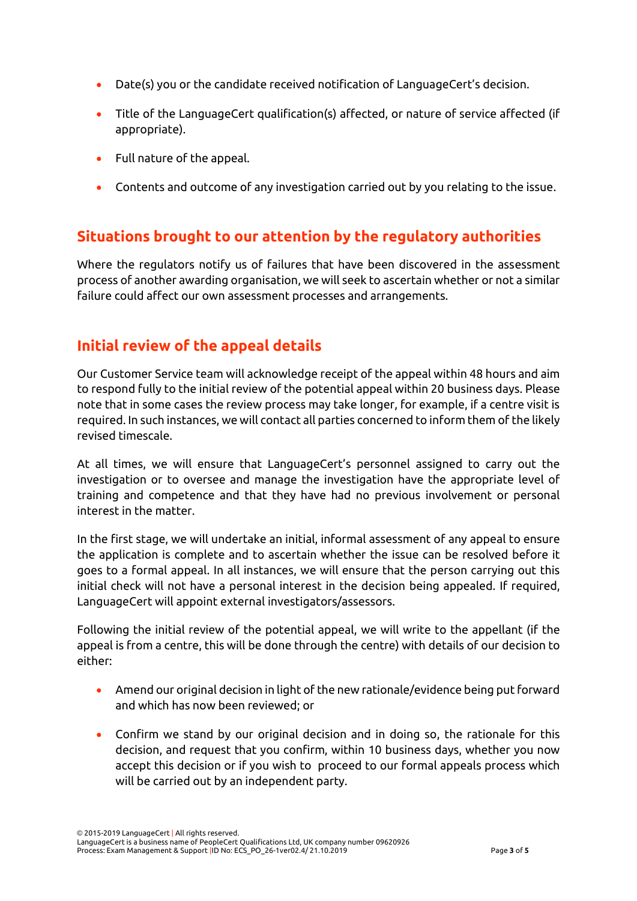- Date(s) you or the candidate received notification of LanguageCert's decision.
- Title of the LanguageCert qualification(s) affected, or nature of service affected (if appropriate).
- Full nature of the appeal.
- Contents and outcome of any investigation carried out by you relating to the issue.

## Situations brought to our attention by the regulatory authorities

Where the regulators notify us of failures that have been discovered in the assessment process of another awarding organisation, we will seek to ascertain whether or not a similar failure could affect our own assessment processes and arrangements.

## Initial review of the appeal details

Our Customer Service team will acknowledge receipt of the appeal within 48 hours and aim to respond fully to the initial review of the potential appeal within 20 business days. Please note that in some cases the review process may take longer, for example, if a centre visit is required. In such instances, we will contact all parties concerned to inform them of the likely revised timescale.

At all times, we will ensure that LanguageCert's personnel assigned to carry out the investigation or to oversee and manage the investigation have the appropriate level of training and competence and that they have had no previous involvement or personal interest in the matter.

In the first stage, we will undertake an initial, informal assessment of any appeal to ensure the application is complete and to ascertain whether the issue can be resolved before it goes to a formal appeal. In all instances, we will ensure that the person carrying out this initial check will not have a personal interest in the decision being appealed. If required, LanguageCert will appoint external investigators/assessors.

Following the initial review of the potential appeal, we will write to the appellant (if the appeal is from a centre, this will be done through the centre) with details of our decision to either:

- Amend our original decision in light of the new rationale/evidence being put forward and which has now been reviewed; or
- Confirm we stand by our original decision and in doing so, the rationale for this decision, and request that you confirm, within 10 business days, whether you now accept this decision or if you wish to proceed to our formal appeals process which will be carried out by an independent party.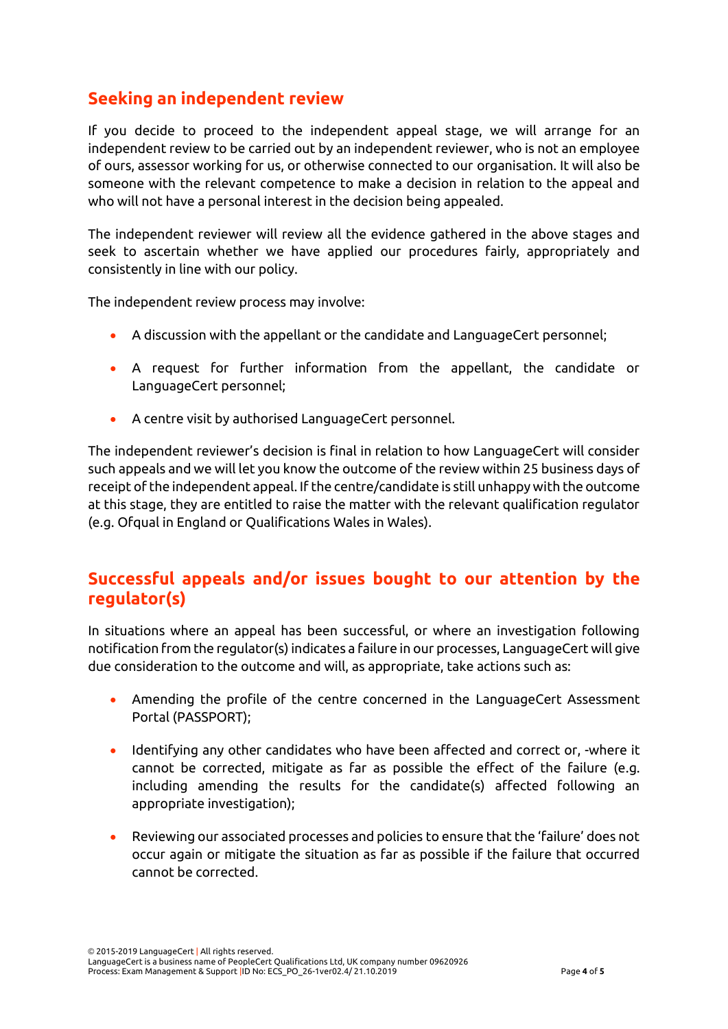## Seeking an independent review

If you decide to proceed to the independent appeal stage, we will arrange for an independent review to be carried out by an independent reviewer, who is not an employee of ours, assessor working for us, or otherwise connected to our organisation. It will also be someone with the relevant competence to make a decision in relation to the appeal and who will not have a personal interest in the decision being appealed.

The independent reviewer will review all the evidence gathered in the above stages and seek to ascertain whether we have applied our procedures fairly, appropriately and consistently in line with our policy.

The independent review process may involve:

- A discussion with the appellant or the candidate and LanguageCert personnel;
- A request for further information from the appellant, the candidate or LanguageCert personnel;
- A centre visit by authorised LanguageCert personnel.

The independent reviewer's decision is final in relation to how LanguageCert will consider such appeals and we will let you know the outcome of the review within 25 business days of receipt of the independent appeal. If the centre/candidate is still unhappy with the outcome at this stage, they are entitled to raise the matter with the relevant qualification regulator (e.g. Ofqual in England or Qualifications Wales in Wales).

## Successful appeals and/or issues bought to our attention by the regulator(s)

In situations where an appeal has been successful, or where an investigation following notification from the regulator(s) indicates a failure in our processes, LanguageCert will give due consideration to the outcome and will, as appropriate, take actions such as:

- Amending the profile of the centre concerned in the LanguageCert Assessment Portal (PASSPORT);
- Identifying any other candidates who have been affected and correct or, -where it cannot be corrected, mitigate as far as possible the effect of the failure (e.g. including amending the results for the candidate(s) affected following an appropriate investigation);
- Reviewing our associated processes and policies to ensure that the 'failure' does not occur again or mitigate the situation as far as possible if the failure that occurred cannot be corrected.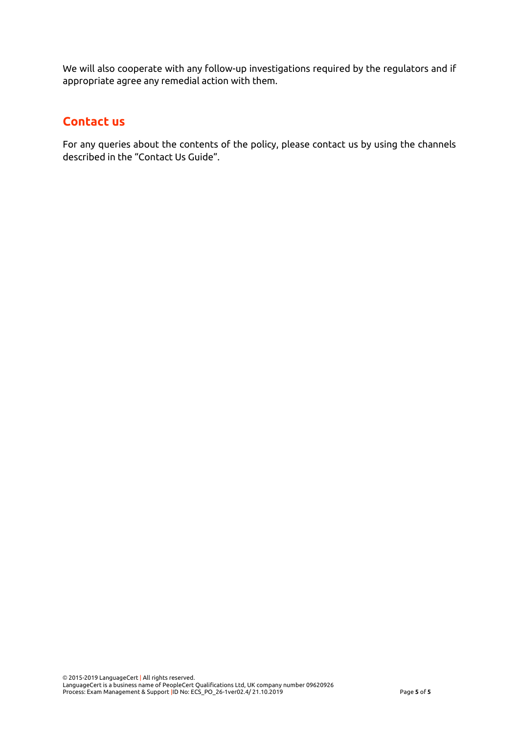We will also cooperate with any follow-up investigations required by the regulators and if appropriate agree any remedial action with them.

## Contact us

For any queries about the contents of the policy, please contact us by using the channels described in the "Contact Us Guide".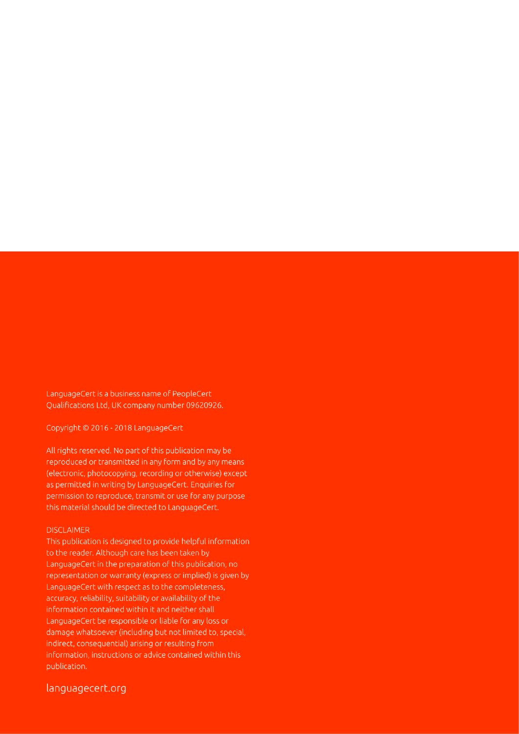LanguageCert is a business name of PeopleCert Qualifications Ltd, UK company number 09620926.

Copyright © 2016 - 2018 LanguageCert

All rights reserved. No part of this publication may be reproduced or transmitted in any form and by any means (electronic, photocopying, recording or otherwise) except as permitted in writing by LanguageCert. Enquiries for permission to reproduce, transmit or use for any purpose this material should be directed to LanguageCert.

DISCLAIMER

This publication is designed to provide helpful information to the reader. Although care has been taken by LanguageCert in the preparation of this publication, no representation or warranty (express or implied) is given by LanguageCert with respect as to the completeness, accuracy, reliability, suitability or availability of the information contained within it and neither shall LanguageCert be responsible or liable for any loss or damage whatsoever (including but not limited to, special, indirect, consequential) arising or resulting from information, instructions or advice contained within this publication.

languagecert.org